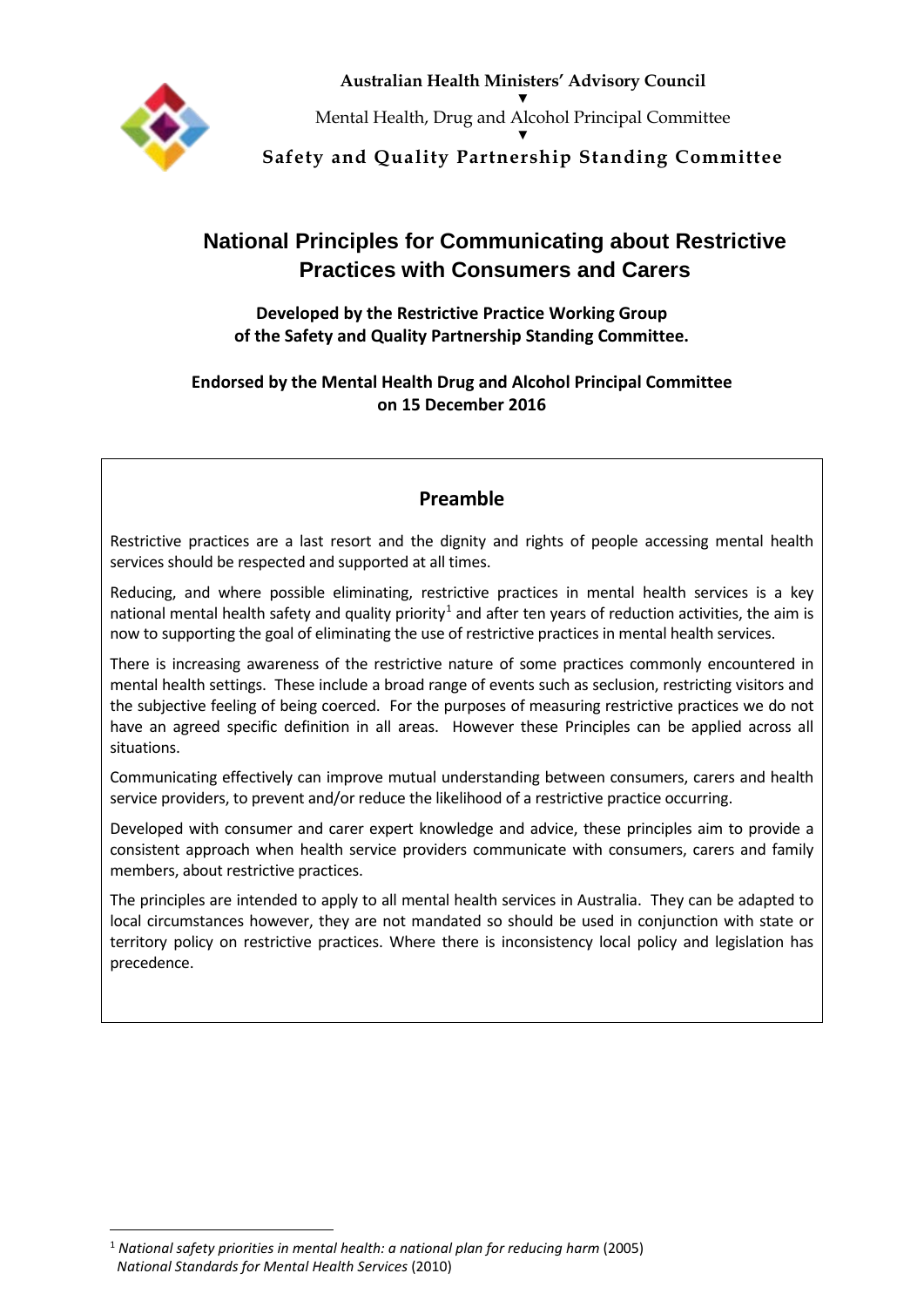**Australian Health Ministers' Advisory Council**

▼

Mental Health, Drug and Alcohol Principal Committee

▼

**Safety and Quality Partnership Standing Committee**

# National Principles for Communicating about Restrictive Practices with Consumers and Carers

**Developed by the Restrictive Practice Working Group of the Safety and Quality Partnership Standing Committee.**

**Endorsed by the Mental Health Drug and Alcohol Principal Committee on 15 December 2016**

## Preamble

Restrictive practices are a last resort and the dignity and rights of people accessing mental health services should be respected and supported at all times.

Reducing, and where possible eliminating, restrictive practices in mental health services is a key national mental health safety and quality priority[1] and after ten years of reduction activities, the aim is now to supporting the goal of eliminating the use of restrictive practices in mental health services.

There is increasing awareness of the restrictive nature of some practices commonly encountered in mental health settings. These include a broad range of events such as seclusion, restricting visitors and the subjective feeling of being coerced. For the purposes of measuring restrictive practices we do not have an agreed specific definition in all areas. However these Principles can be applied across all situations.

Communicating effectively can improve mutual understanding between consumers, carers and health service providers, to prevent and/or reduce the likelihood of a restrictive practice occurring.

Developed with consumer and carer expert knowledge and advice, these principles aim to provide a consistent approach when health service providers communicate with consumers, carers and family members, about restrictive practices.

The principles are intended to apply to all mental health services in Australia. They can be adapted to local circumstances however, they are not mandated so should be used in conjunction with state or territory policy on restrictive practices. Where there is inconsistency local policy and legislation has precedence.

---

[1] *National safety priorities in mental health: a national plan for reducing harm* (2005)
*National Standards for Mental Health Services* (2010)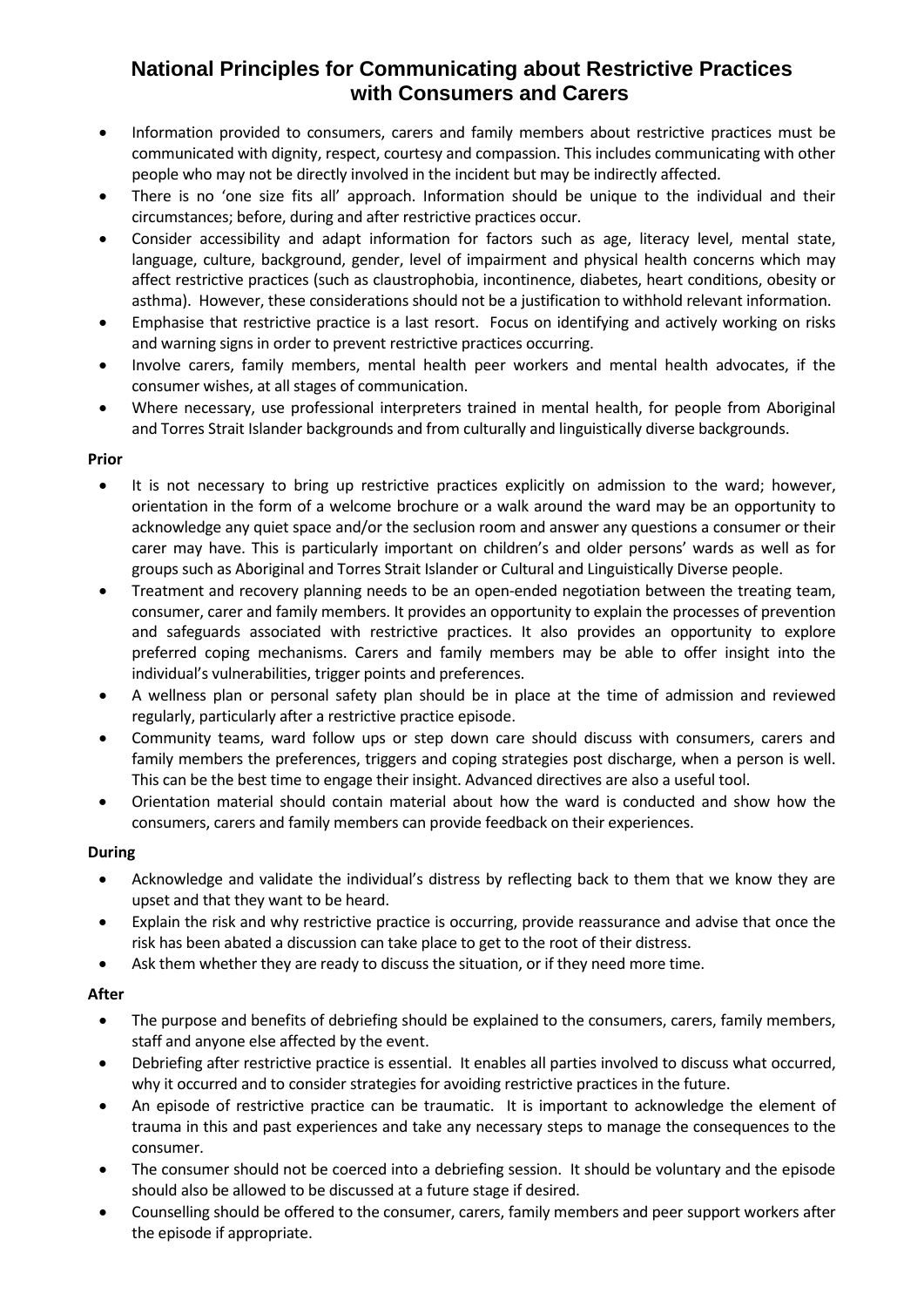# National Principles for Communicating about Restrictive Practices with Consumers and Carers

- Information provided to consumers, carers and family members about restrictive practices must be communicated with dignity, respect, courtesy and compassion. This includes communicating with other people who may not be directly involved in the incident but may be indirectly affected.
- There is no 'one size fits all' approach. Information should be unique to the individual and their circumstances; before, during and after restrictive practices occur.
- Consider accessibility and adapt information for factors such as age, literacy level, mental state, language, culture, background, gender, level of impairment and physical health concerns which may affect restrictive practices (such as claustrophobia, incontinence, diabetes, heart conditions, obesity or asthma). However, these considerations should not be a justification to withhold relevant information.
- Emphasise that restrictive practice is a last resort. Focus on identifying and actively working on risks and warning signs in order to prevent restrictive practices occurring.
- Involve carers, family members, mental health peer workers and mental health advocates, if the consumer wishes, at all stages of communication.
- Where necessary, use professional interpreters trained in mental health, for people from Aboriginal and Torres Strait Islander backgrounds and from culturally and linguistically diverse backgrounds.

**Prior**

- It is not necessary to bring up restrictive practices explicitly on admission to the ward; however, orientation in the form of a welcome brochure or a walk around the ward may be an opportunity to acknowledge any quiet space and/or the seclusion room and answer any questions a consumer or their carer may have. This is particularly important on children's and older persons' wards as well as for groups such as Aboriginal and Torres Strait Islander or Cultural and Linguistically Diverse people.
- Treatment and recovery planning needs to be an open-ended negotiation between the treating team, consumer, carer and family members. It provides an opportunity to explain the processes of prevention and safeguards associated with restrictive practices. It also provides an opportunity to explore preferred coping mechanisms. Carers and family members may be able to offer insight into the individual's vulnerabilities, trigger points and preferences.
- A wellness plan or personal safety plan should be in place at the time of admission and reviewed regularly, particularly after a restrictive practice episode.
- Community teams, ward follow ups or step down care should discuss with consumers, carers and family members the preferences, triggers and coping strategies post discharge, when a person is well. This can be the best time to engage their insight. Advanced directives are also a useful tool.
- Orientation material should contain material about how the ward is conducted and show how the consumers, carers and family members can provide feedback on their experiences.

**During**

- Acknowledge and validate the individual's distress by reflecting back to them that we know they are upset and that they want to be heard.
- Explain the risk and why restrictive practice is occurring, provide reassurance and advise that once the risk has been abated a discussion can take place to get to the root of their distress.
- Ask them whether they are ready to discuss the situation, or if they need more time.

**After**

- The purpose and benefits of debriefing should be explained to the consumers, carers, family members, staff and anyone else affected by the event.
- Debriefing after restrictive practice is essential. It enables all parties involved to discuss what occurred, why it occurred and to consider strategies for avoiding restrictive practices in the future.
- An episode of restrictive practice can be traumatic. It is important to acknowledge the element of trauma in this and past experiences and take any necessary steps to manage the consequences to the consumer.
- The consumer should not be coerced into a debriefing session. It should be voluntary and the episode should also be allowed to be discussed at a future stage if desired.
- Counselling should be offered to the consumer, carers, family members and peer support workers after the episode if appropriate.